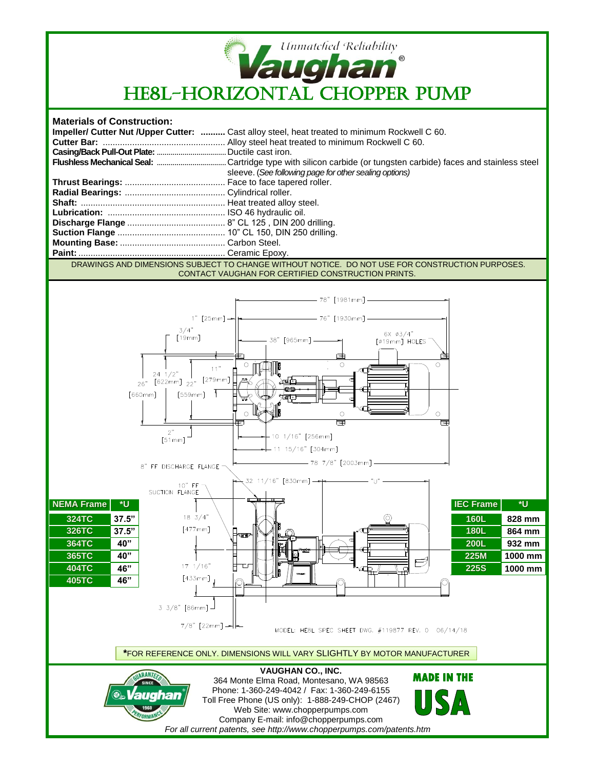Unmatched Reliability

**Vaughan**®

# HE8L-HORIZONTAL CHOPPER PUMP

**Materials of Construction:**

| | |
|---|---|
| **Impeller/ Cutter Nut /Upper Cutter:** | Cast alloy steel, heat treated to minimum Rockwell C 60. |
| **Cutter Bar:** | Alloy steel heat treated to minimum Rockwell C 60. |
| **Casing/Back Pull-Out Plate:** | Ductile cast iron. |
| **Flushless Mechanical Seal:** | Cartridge type with silicon carbide (or tungsten carbide) faces and stainless steel sleeve. (*See following page for other sealing options*) |
| **Thrust Bearings:** | Face to face tapered roller. |
| **Radial Bearings:** | Cylindrical roller. |
| **Shaft:** | Heat treated alloy steel. |
| **Lubrication:** | ISO 46 hydraulic oil. |
| **Discharge Flange** | 8" CL 125 , DIN 200 drilling. |
| **Suction Flange** | 10" CL 150, DIN 250 drilling. |
| **Mounting Base:** | Carbon Steel. |
| **Paint:** | Ceramic Epoxy. |

DRAWINGS AND DIMENSIONS SUBJECT TO CHANGE WITHOUT NOTICE. DO NOT USE FOR CONSTRUCTION PURPOSES. CONTACT VAUGHAN FOR CERTIFIED CONSTRUCTION PRINTS.

78" [1981mm]
1" [25mm]
76" [1930mm]
3/4" [19mm]
38" [965mm]
6X ø3/4" [ø19mm] HOLES
24 1/2" [622mm]
26" [660mm]
11" [279mm]
22" [559mm]
2" [51mm]
10 1/16" [256mm]
11 15/16" [304mm]
78 7/8" [2003mm]
8" FF DISCHARGE FLANGE
32 11/16" [830mm]
"U"
10" FF SUCTION FLANGE
18 3/4" [477mm]
17 1/16" [433mm]
3 3/8" [86mm]
7/8" [22mm]

| NEMA Frame | *U |
|---|---|
| 324TC | 37.5" |
| 326TC | 37.5" |
| 364TC | 40" |
| 365TC | 40" |
| 404TC | 46" |
| 405TC | 46" |

| IEC Frame | *U |
|---|---|
| 160L | 828 mm |
| 180L | 864 mm |
| 200L | 932 mm |
| 225M | 1000 mm |
| 225S | 1000 mm |

MODEL: HE8L SPEC SHEET DWG. #119877 REV. 0 06/14/18

***FOR REFERENCE ONLY. DIMENSIONS WILL VARY SLIGHTLY BY MOTOR MANUFACTURER**

GUARANTEED PERFORMANCE SINCE 1960 Vaughan

**VAUGHAN CO., INC.**
364 Monte Elma Road, Montesano, WA 98563
Phone: 1-360-249-4042 / Fax: 1-360-249-6155
Toll Free Phone (US only): 1-888-249-CHOP (2467)
Web Site: www.chopperpumps.com
Company E-mail: info@chopperpumps.com
*For all current patents, see http://www.chopperpumps.com/patents.htm*

MADE IN THE USA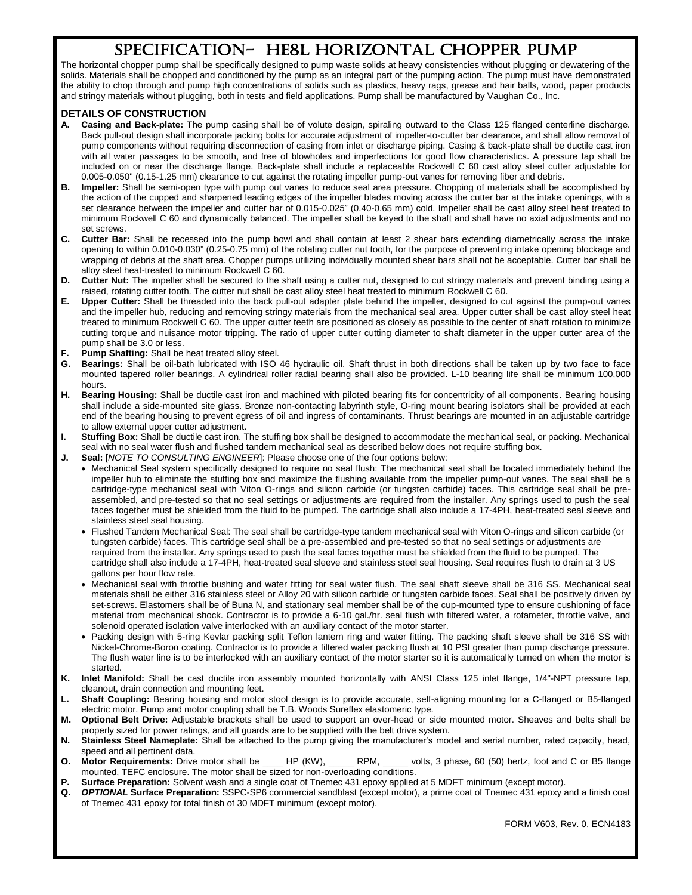# SPECIFICATION- HE8L HORIZONTAL CHOPPER PUMP

The horizontal chopper pump shall be specifically designed to pump waste solids at heavy consistencies without plugging or dewatering of the solids. Materials shall be chopped and conditioned by the pump as an integral part of the pumping action. The pump must have demonstrated the ability to chop through and pump high concentrations of solids such as plastics, heavy rags, grease and hair balls, wood, paper products and stringy materials without plugging, both in tests and field applications. Pump shall be manufactured by Vaughan Co., Inc.

## DETAILS OF CONSTRUCTION

**A. Casing and Back-plate:** The pump casing shall be of volute design, spiraling outward to the Class 125 flanged centerline discharge. Back pull-out design shall incorporate jacking bolts for accurate adjustment of impeller-to-cutter bar clearance, and shall allow removal of pump components without requiring disconnection of casing from inlet or discharge piping. Casing & back-plate shall be ductile cast iron with all water passages to be smooth, and free of blowholes and imperfections for good flow characteristics. A pressure tap shall be included on or near the discharge flange. Back-plate shall include a replaceable Rockwell C 60 cast alloy steel cutter adjustable for 0.005-0.050" (0.15-1.25 mm) clearance to cut against the rotating impeller pump-out vanes for removing fiber and debris.

**B. Impeller:** Shall be semi-open type with pump out vanes to reduce seal area pressure. Chopping of materials shall be accomplished by the action of the cupped and sharpened leading edges of the impeller blades moving across the cutter bar at the intake openings, with a set clearance between the impeller and cutter bar of 0.015-0.025" (0.40-0.65 mm) cold. Impeller shall be cast alloy steel heat treated to minimum Rockwell C 60 and dynamically balanced. The impeller shall be keyed to the shaft and shall have no axial adjustments and no set screws.

**C. Cutter Bar:** Shall be recessed into the pump bowl and shall contain at least 2 shear bars extending diametrically across the intake opening to within 0.010-0.030" (0.25-0.75 mm) of the rotating cutter nut tooth, for the purpose of preventing intake opening blockage and wrapping of debris at the shaft area. Chopper pumps utilizing individually mounted shear bars shall not be acceptable. Cutter bar shall be alloy steel heat-treated to minimum Rockwell C 60.

**D. Cutter Nut:** The impeller shall be secured to the shaft using a cutter nut, designed to cut stringy materials and prevent binding using a raised, rotating cutter tooth. The cutter nut shall be cast alloy steel heat treated to minimum Rockwell C 60.

**E. Upper Cutter:** Shall be threaded into the back pull-out adapter plate behind the impeller, designed to cut against the pump-out vanes and the impeller hub, reducing and removing stringy materials from the mechanical seal area. Upper cutter shall be cast alloy steel heat treated to minimum Rockwell C 60. The upper cutter teeth are positioned as closely as possible to the center of shaft rotation to minimize cutting torque and nuisance motor tripping. The ratio of upper cutter cutting diameter to shaft diameter in the upper cutter area of the pump shall be 3.0 or less.

**F. Pump Shafting:** Shall be heat treated alloy steel.

**G. Bearings:** Shall be oil-bath lubricated with ISO 46 hydraulic oil. Shaft thrust in both directions shall be taken up by two face to face mounted tapered roller bearings. A cylindrical roller radial bearing shall also be provided. L-10 bearing life shall be minimum 100,000 hours.

**H. Bearing Housing:** Shall be ductile cast iron and machined with piloted bearing fits for concentricity of all components. Bearing housing shall include a side-mounted site glass. Bronze non-contacting labyrinth style, O-ring mount bearing isolators shall be provided at each end of the bearing housing to prevent egress of oil and ingress of contaminants. Thrust bearings are mounted in an adjustable cartridge to allow external upper cutter adjustment.

**I. Stuffing Box:** Shall be ductile cast iron. The stuffing box shall be designed to accommodate the mechanical seal, or packing. Mechanical seal with no seal water flush and flushed tandem mechanical seal as described below does not require stuffing box.

**J. Seal:** [*NOTE TO CONSULTING ENGINEER*]: Please choose one of the four options below:

- Mechanical Seal system specifically designed to require no seal flush: The mechanical seal shall be located immediately behind the impeller hub to eliminate the stuffing box and maximize the flushing available from the impeller pump-out vanes. The seal shall be a cartridge-type mechanical seal with Viton O-rings and silicon carbide (or tungsten carbide) faces. This cartridge seal shall be pre-assembled, and pre-tested so that no seal settings or adjustments are required from the installer. Any springs used to push the seal faces together must be shielded from the fluid to be pumped. The cartridge shall also include a 17-4PH, heat-treated seal sleeve and stainless steel seal housing.
- Flushed Tandem Mechanical Seal: The seal shall be cartridge-type tandem mechanical seal with Viton O-rings and silicon carbide (or tungsten carbide) faces. This cartridge seal shall be a pre-assembled and pre-tested so that no seal settings or adjustments are required from the installer. Any springs used to push the seal faces together must be shielded from the fluid to be pumped. The cartridge shall also include a 17-4PH, heat-treated seal sleeve and stainless steel seal housing. Seal requires flush to drain at 3 US gallons per hour flow rate.
- Mechanical seal with throttle bushing and water fitting for seal water flush. The seal shaft sleeve shall be 316 SS. Mechanical seal materials shall be either 316 stainless steel or Alloy 20 with silicon carbide or tungsten carbide faces. Seal shall be positively driven by set-screws. Elastomers shall be of Buna N, and stationary seal member shall be of the cup-mounted type to ensure cushioning of face material from mechanical shock. Contractor is to provide a 6-10 gal./hr. seal flush with filtered water, a rotameter, throttle valve, and solenoid operated isolation valve interlocked with an auxiliary contact of the motor starter.
- Packing design with 5-ring Kevlar packing split Teflon lantern ring and water fitting. The packing shaft sleeve shall be 316 SS with Nickel-Chrome-Boron coating. Contractor is to provide a filtered water packing flush at 10 PSI greater than pump discharge pressure. The flush water line is to be interlocked with an auxiliary contact of the motor starter so it is automatically turned on when the motor is started.

**K. Inlet Manifold:** Shall be cast ductile iron assembly mounted horizontally with ANSI Class 125 inlet flange, 1/4"-NPT pressure tap, cleanout, drain connection and mounting feet.

**L. Shaft Coupling:** Bearing housing and motor stool design is to provide accurate, self-aligning mounting for a C-flanged or B5-flanged electric motor. Pump and motor coupling shall be T.B. Woods Sureflex elastomeric type.

**M. Optional Belt Drive:** Adjustable brackets shall be used to support an over-head or side mounted motor. Sheaves and belts shall be properly sized for power ratings, and all guards are to be supplied with the belt drive system.

**N. Stainless Steel Nameplate:** Shall be attached to the pump giving the manufacturer's model and serial number, rated capacity, head, speed and all pertinent data.

**O. Motor Requirements:** Drive motor shall be ____ HP (KW), _____ RPM, _____ volts, 3 phase, 60 (50) hertz, foot and C or B5 flange mounted, TEFC enclosure. The motor shall be sized for non-overloading conditions.

**P. Surface Preparation:** Solvent wash and a single coat of Tnemec 431 epoxy applied at 5 MDFT minimum (except motor).

**Q. *OPTIONAL* Surface Preparation:** SSPC-SP6 commercial sandblast (except motor), a prime coat of Tnemec 431 epoxy and a finish coat of Tnemec 431 epoxy for total finish of 30 MDFT minimum (except motor).

FORM V603, Rev. 0, ECN4183